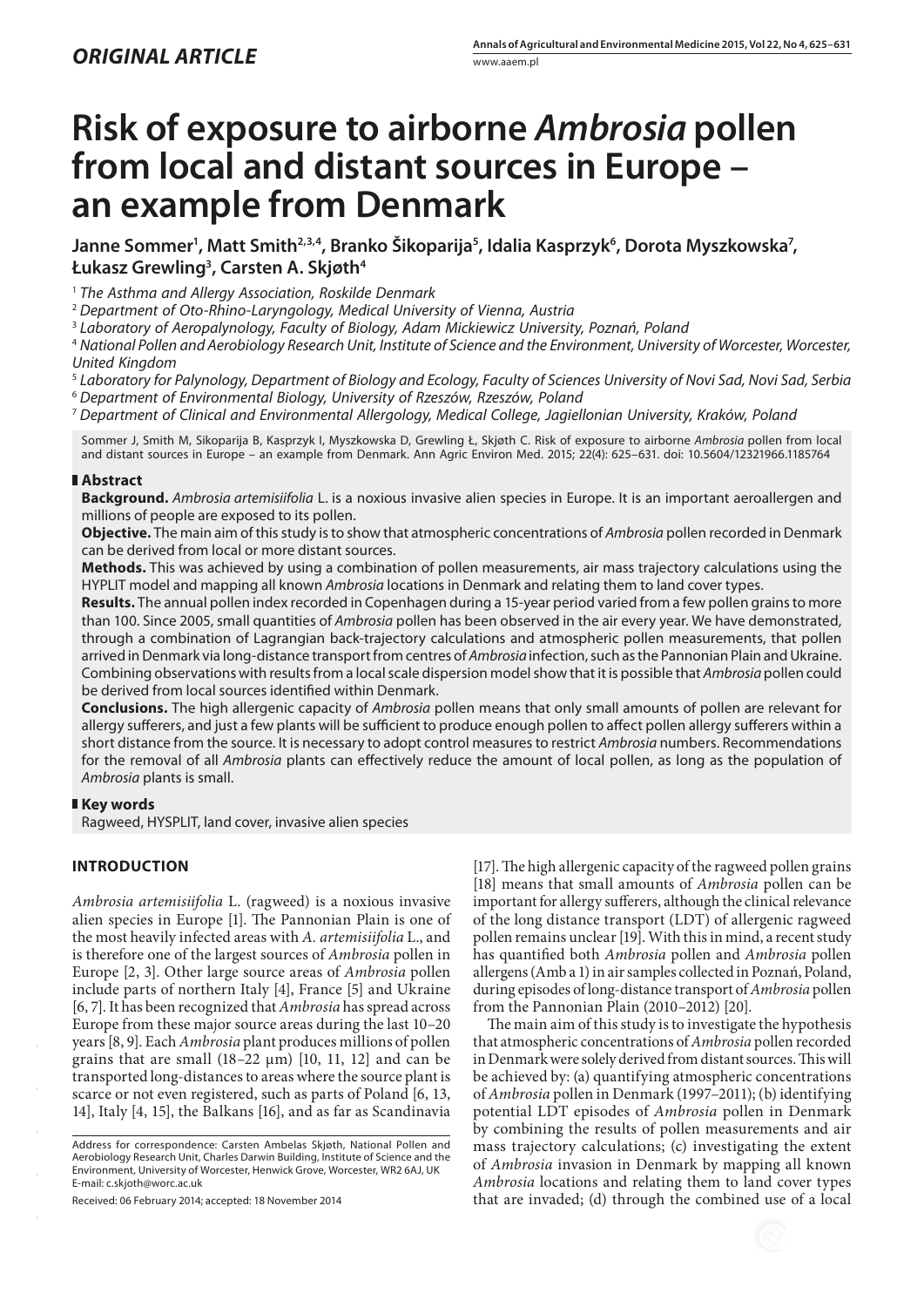*ORIGINAL ARTICLE*

# Risk of exposure to airborne *Ambrosia* pollen from local and distant sources in Europe – an example from Denmark

**Janne Sommer[1], Matt Smith[2,3,4], Branko Šikoparija[5], Idalia Kasprzyk[6], Dorota Myszkowska[7], Łukasz Grewling[3], Carsten A. Skjøth[4]**

[1] *The Asthma and Allergy Association, Roskilde Denmark*
[2] *Department of Oto-Rhino-Laryngology, Medical University of Vienna, Austria*
[3] *Laboratory of Aeropalynology, Faculty of Biology, Adam Mickiewicz University, Poznań, Poland*
[4] *National Pollen and Aerobiology Research Unit, Institute of Science and the Environment, University of Worcester, Worcester, United Kingdom*
[5] *Laboratory for Palynology, Department of Biology and Ecology, Faculty of Sciences University of Novi Sad, Novi Sad, Serbia*
[6] *Department of Environmental Biology, University of Rzeszów, Rzeszów, Poland*
[7] *Department of Clinical and Environmental Allergology, Medical College, Jagiellonian University, Kraków, Poland*

Sommer J, Smith M, Sikoparija B, Kasprzyk I, Myszkowska D, Grewling Ł, Skjøth C. Risk of exposure to airborne *Ambrosia* pollen from local and distant sources in Europe – an example from Denmark. Ann Agric Environ Med. 2015; 22(4): 625–631. doi: 10.5604/12321966.1185764

## Abstract

**Background.** *Ambrosia artemisiifolia* L. is a noxious invasive alien species in Europe. It is an important aeroallergen and millions of people are exposed to its pollen.

**Objective.** The main aim of this study is to show that atmospheric concentrations of *Ambrosia* pollen recorded in Denmark can be derived from local or more distant sources.

**Methods.** This was achieved by using a combination of pollen measurements, air mass trajectory calculations using the HYPLIT model and mapping all known *Ambrosia* locations in Denmark and relating them to land cover types.

**Results.** The annual pollen index recorded in Copenhagen during a 15-year period varied from a few pollen grains to more than 100. Since 2005, small quantities of *Ambrosia* pollen has been observed in the air every year. We have demonstrated, through a combination of Lagrangian back-trajectory calculations and atmospheric pollen measurements, that pollen arrived in Denmark via long-distance transport from centres of *Ambrosia* infection, such as the Pannonian Plain and Ukraine. Combining observations with results from a local scale dispersion model show that it is possible that *Ambrosia* pollen could be derived from local sources identified within Denmark.

**Conclusions.** The high allergenic capacity of *Ambrosia* pollen means that only small amounts of pollen are relevant for allergy sufferers, and just a few plants will be sufficient to produce enough pollen to affect pollen allergy sufferers within a short distance from the source. It is necessary to adopt control measures to restrict *Ambrosia* numbers. Recommendations for the removal of all *Ambrosia* plants can effectively reduce the amount of local pollen, as long as the population of *Ambrosia* plants is small.

## Key words

Ragweed, HYSPLIT, land cover, invasive alien species

## INTRODUCTION

*Ambrosia artemisiifolia* L. (ragweed) is a noxious invasive alien species in Europe [1]. The Pannonian Plain is one of the most heavily infected areas with *A. artemisiifolia* L., and is therefore one of the largest sources of *Ambrosia* pollen in Europe [2, 3]. Other large source areas of *Ambrosia* pollen include parts of northern Italy [4], France [5] and Ukraine [6, 7]. It has been recognized that *Ambrosia* has spread across Europe from these major source areas during the last 10–20 years [8, 9]. Each *Ambrosia* plant produces millions of pollen grains that are small (18–22 μm) [10, 11, 12] and can be transported long-distances to areas where the source plant is scarce or not even registered, such as parts of Poland [6, 13, 14], Italy [4, 15], the Balkans [16], and as far as Scandinavia [17]. The high allergenic capacity of the ragweed pollen grains [18] means that small amounts of *Ambrosia* pollen can be important for allergy sufferers, although the clinical relevance of the long distance transport (LDT) of allergenic ragweed pollen remains unclear [19]. With this in mind, a recent study has quantified both *Ambrosia* pollen and *Ambrosia* pollen allergens (Amb a 1) in air samples collected in Poznań, Poland, during episodes of long-distance transport of *Ambrosia* pollen from the Pannonian Plain (2010–2012) [20].

The main aim of this study is to investigate the hypothesis that atmospheric concentrations of *Ambrosia* pollen recorded in Denmark were solely derived from distant sources. This will be achieved by: (a) quantifying atmospheric concentrations of *Ambrosia* pollen in Denmark (1997–2011); (b) identifying potential LDT episodes of *Ambrosia* pollen in Denmark by combining the results of pollen measurements and air mass trajectory calculations; (c) investigating the extent of *Ambrosia* invasion in Denmark by mapping all known *Ambrosia* locations and relating them to land cover types that are invaded; (d) through the combined use of a local

Address for correspondence: Carsten Ambelas Skjøth, National Pollen and Aerobiology Research Unit, Charles Darwin Building, Institute of Science and the Environment, University of Worcester, Henwick Grove, Worcester, WR2 6AJ, UK
E-mail: c.skjoth@worc.ac.uk

Received: 06 February 2014; accepted: 18 November 2014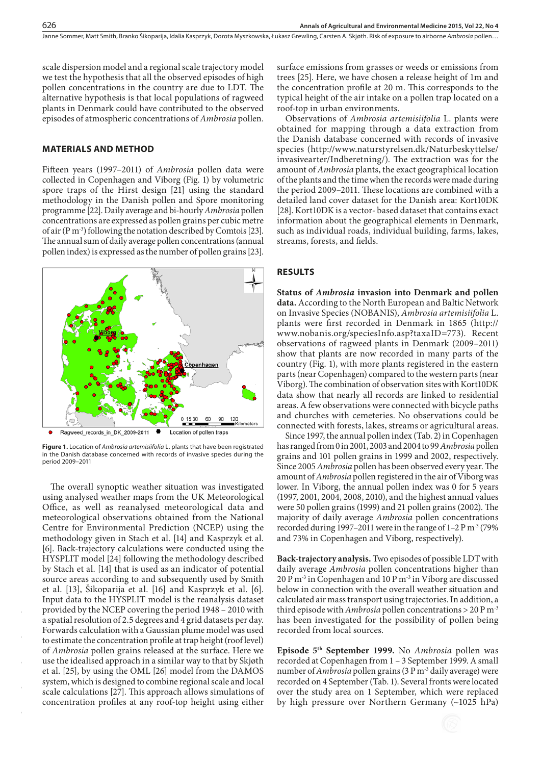scale dispersion model and a regional scale trajectory model we test the hypothesis that all the observed episodes of high pollen concentrations in the country are due to LDT. The alternative hypothesis is that local populations of ragweed plants in Denmark could have contributed to the observed episodes of atmospheric concentrations of *Ambrosia* pollen.

## MATERIALS AND METHOD

Fifteen years (1997–2011) of *Ambrosia* pollen data were collected in Copenhagen and Viborg (Fig. 1) by volumetric spore traps of the Hirst design [21] using the standard methodology in the Danish pollen and Spore monitoring programme [22]. Daily average and bi-hourly *Ambrosia* pollen concentrations are expressed as pollen grains per cubic metre of air (P $m^{-3}$) following the notation described by Comtois [23]. The annual sum of daily average pollen concentrations (annual pollen index) is expressed as the number of pollen grains [23].

**Figure 1.** Location of *Ambrosia artemisiifolia* L. plants that have been registrated in the Danish database concerned with records of invasive species during the period 2009–2011

The overall synoptic weather situation was investigated using analysed weather maps from the UK Meteorological Office, as well as reanalysed meteorological data and meteorological observations obtained from the National Centre for Environmental Prediction (NCEP) using the methodology given in Stach et al. [14] and Kasprzyk et al. [6]. Back-trajectory calculations were conducted using the HYSPLIT model [24] following the methodology described by Stach et al. [14] that is used as an indicator of potential source areas according to and subsequently used by Smith et al. [13], Šikoparija et al. [16] and Kasprzyk et al. [6]. Input data to the HYSPLIT model is the reanalysis dataset provided by the NCEP covering the period 1948 – 2010 with a spatial resolution of 2.5 degrees and 4 grid datasets per day. Forwards calculation with a Gaussian plume model was used to estimate the concentration profile at trap height (roof level) of *Ambrosia* pollen grains released at the surface. Here we use the idealised approach in a similar way to that by Skjøth et al. [25], by using the OML [26] model from the DAMOS system, which is designed to combine regional scale and local scale calculations [27]. This approach allows simulations of concentration profiles at any roof-top height using either surface emissions from grasses or weeds or emissions from trees [25]. Here, we have chosen a release height of 1m and the concentration profile at 20 m. This corresponds to the typical height of the air intake on a pollen trap located on a roof-top in urban environments.

Observations of *Ambrosia artemisiifolia* L. plants were obtained for mapping through a data extraction from the Danish database concerned with records of invasive species (http://www.naturstyrelsen.dk/Naturbeskyttelse/invasivearter/Indberetning/). The extraction was for the amount of *Ambrosia* plants, the exact geographical location of the plants and the time when the records were made during the period 2009–2011. These locations are combined with a detailed land cover dataset for the Danish area: Kort10DK [28]. Kort10DK is a vector- based dataset that contains exact information about the geographical elements in Denmark, such as individual roads, individual building, farms, lakes, streams, forests, and fields.

## RESULTS

**Status of *Ambrosia* invasion into Denmark and pollen data.** According to the North European and Baltic Network on Invasive Species (NOBANIS), *Ambrosia artemisiifolia* L. plants were first recorded in Denmark in 1865 (http://www.nobanis.org/speciesInfo.asp?taxaID=773). Recent observations of ragweed plants in Denmark (2009–2011) show that plants are now recorded in many parts of the country (Fig. 1), with more plants registered in the eastern parts (near Copenhagen) compared to the western parts (near Viborg). The combination of observation sites with Kort10DK data show that nearly all records are linked to residential areas. A few observations were connected with bicycle paths and churches with cemeteries. No observations could be connected with forests, lakes, streams or agricultural areas.

Since 1997, the annual pollen index (Tab. 2) in Copenhagen has ranged from 0 in 2001, 2003 and 2004 to 99 *Ambrosia* pollen grains and 101 pollen grains in 1999 and 2002, respectively. Since 2005 *Ambrosia* pollen has been observed every year. The amount of *Ambrosia* pollen registered in the air of Viborg was lower. In Viborg, the annual pollen index was 0 for 5 years (1997, 2001, 2004, 2008, 2010), and the highest annual values were 50 pollen grains (1999) and 21 pollen grains (2002). The majority of daily average *Ambrosia* pollen concentrations recorded during 1997–2011 were in the range of 1–2 P $m^{-3}$ (79% and 73% in Copenhagen and Viborg, respectively).

**Back-trajectory analysis.** Two episodes of possible LDT with daily average *Ambrosia* pollen concentrations higher than 20 P $m^{-3}$ in Copenhagen and 10 P $m^{-3}$ in Viborg are discussed below in connection with the overall weather situation and calculated air mass transport using trajectories. In addition, a third episode with *Ambrosia* pollen concentrations > 20 P $m^{-3}$ has been investigated for the possibility of pollen being recorded from local sources.

**Episode 5th September 1999.** No *Ambrosia* pollen was recorded at Copenhagen from 1 – 3 September 1999. A small number of *Ambrosia* pollen grains (3 P $m^{-3}$ daily average) were recorded on 4 September (Tab. 1). Several fronts were located over the study area on 1 September, which were replaced by high pressure over Northern Germany (~1025 hPa)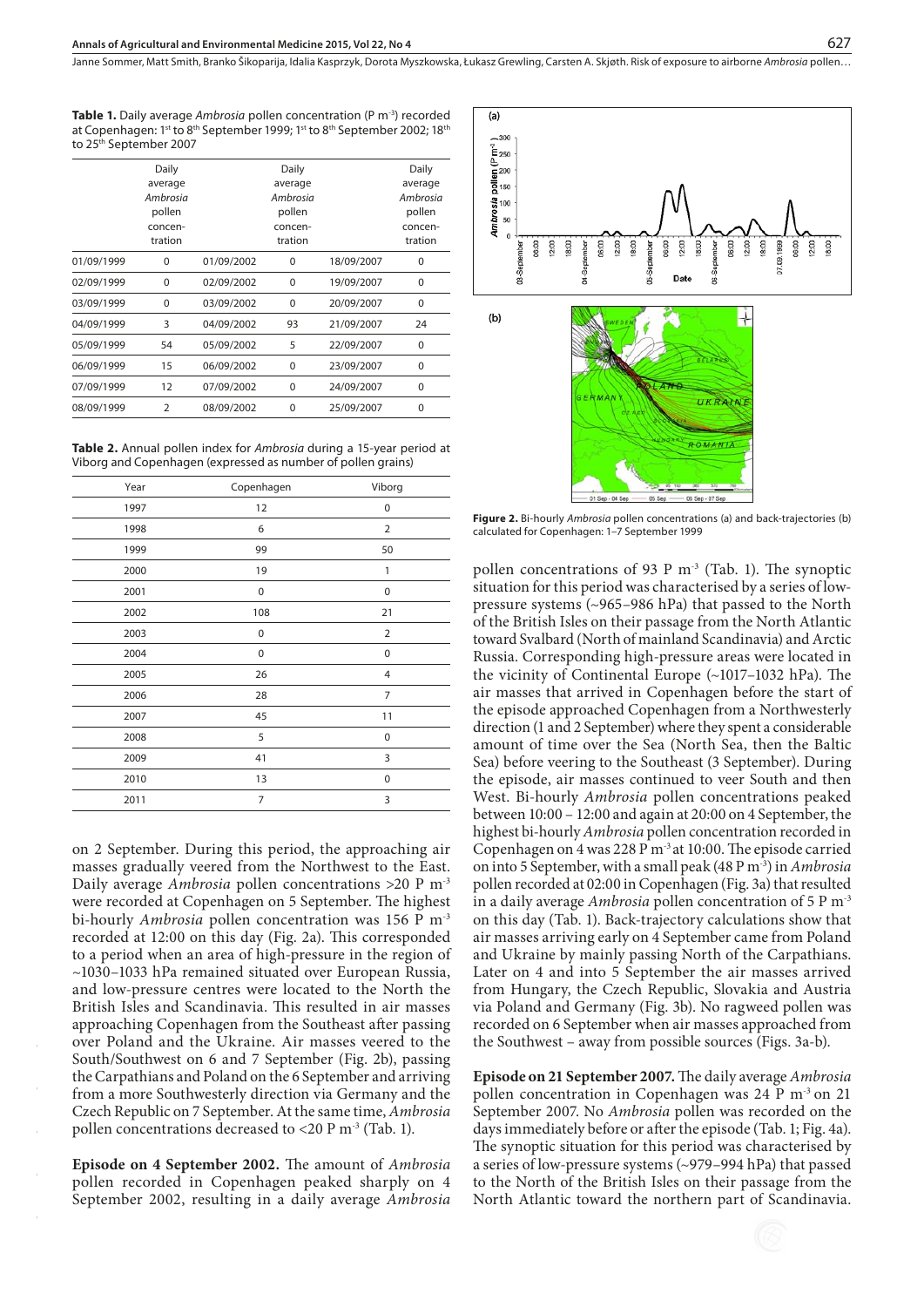**Table 1.** Daily average *Ambrosia* pollen concentration (P m$^{-3}$) recorded at Copenhagen: 1st to 8th September 1999; 1st to 8th September 2002; 18th to 25th September 2007

| | Daily average *Ambrosia* pollen concentration | | Daily average *Ambrosia* pollen concentration | | Daily average *Ambrosia* pollen concentration |
|---|---|---|---|---|---|
| 01/09/1999 | 0 | 01/09/2002 | 0 | 18/09/2007 | 0 |
| 02/09/1999 | 0 | 02/09/2002 | 0 | 19/09/2007 | 0 |
| 03/09/1999 | 0 | 03/09/2002 | 0 | 20/09/2007 | 0 |
| 04/09/1999 | 3 | 04/09/2002 | 93 | 21/09/2007 | 24 |
| 05/09/1999 | 54 | 05/09/2002 | 5 | 22/09/2007 | 0 |
| 06/09/1999 | 15 | 06/09/2002 | 0 | 23/09/2007 | 0 |
| 07/09/1999 | 12 | 07/09/2002 | 0 | 24/09/2007 | 0 |
| 08/09/1999 | 2 | 08/09/2002 | 0 | 25/09/2007 | 0 |

**Table 2.** Annual pollen index for *Ambrosia* during a 15-year period at Viborg and Copenhagen (expressed as number of pollen grains)

| Year | Copenhagen | Viborg |
|---|---|---|
| 1997 | 12 | 0 |
| 1998 | 6 | 2 |
| 1999 | 99 | 50 |
| 2000 | 19 | 1 |
| 2001 | 0 | 0 |
| 2002 | 108 | 21 |
| 2003 | 0 | 2 |
| 2004 | 0 | 0 |
| 2005 | 26 | 4 |
| 2006 | 28 | 7 |
| 2007 | 45 | 11 |
| 2008 | 5 | 0 |
| 2009 | 41 | 3 |
| 2010 | 13 | 0 |
| 2011 | 7 | 3 |

on 2 September. During this period, the approaching air masses gradually veered from the Northwest to the East. Daily average *Ambrosia* pollen concentrations >20 P m$^{-3}$ were recorded at Copenhagen on 5 September. The highest bi-hourly *Ambrosia* pollen concentration was 156 P m$^{-3}$ recorded at 12:00 on this day (Fig. 2a). This corresponded to a period when an area of high-pressure in the region of ~1030–1033 hPa remained situated over European Russia, and low-pressure centres were located to the North the British Isles and Scandinavia. This resulted in air masses approaching Copenhagen from the Southeast after passing over Poland and the Ukraine. Air masses veered to the South/Southwest on 6 and 7 September (Fig. 2b), passing the Carpathians and Poland on the 6 September and arriving from a more Southwesterly direction via Germany and the Czech Republic on 7 September. At the same time, *Ambrosia* pollen concentrations decreased to <20 P m$^{-3}$ (Tab. 1).

**Episode on 4 September 2002.** The amount of *Ambrosia* pollen recorded in Copenhagen peaked sharply on 4 September 2002, resulting in a daily average *Ambrosia* pollen concentrations of 93 P m$^{-3}$ (Tab. 1). The synoptic situation for this period was characterised by a series of low-pressure systems (~965–986 hPa) that passed to the North of the British Isles on their passage from the North Atlantic toward Svalbard (North of mainland Scandinavia) and Arctic Russia. Corresponding high-pressure areas were located in the vicinity of Continental Europe (~1017–1032 hPa). The air masses that arrived in Copenhagen before the start of the episode approached Copenhagen from a Northwesterly direction (1 and 2 September) where they spent a considerable amount of time over the Sea (North Sea, then the Baltic Sea) before veering to the Southeast (3 September). During the episode, air masses continued to veer South and then West. Bi-hourly *Ambrosia* pollen concentrations peaked between 10:00 – 12:00 and again at 20:00 on 4 September, the highest bi-hourly *Ambrosia* pollen concentration recorded in Copenhagen on 4 was 228 P m$^{-3}$ at 10:00. The episode carried on into 5 September, with a small peak (48 P m$^{-3}$) in *Ambrosia* pollen recorded at 02:00 in Copenhagen (Fig. 3a) that resulted in a daily average *Ambrosia* pollen concentration of 5 P m$^{-3}$ on this day (Tab. 1). Back-trajectory calculations show that air masses arriving early on 4 September came from Poland and Ukraine by mainly passing North of the Carpathians. Later on 4 and into 5 September the air masses arrived from Hungary, the Czech Republic, Slovakia and Austria via Poland and Germany (Fig. 3b). No ragweed pollen was recorded on 6 September when air masses approached from the Southwest – away from possible sources (Figs. 3a-b).

**Episode on 21 September 2007.** The daily average *Ambrosia* pollen concentration in Copenhagen was 24 P m$^{-3}$ on 21 September 2007. No *Ambrosia* pollen was recorded on the days immediately before or after the episode (Tab. 1; Fig. 4a). The synoptic situation for this period was characterised by a series of low-pressure systems (~979–994 hPa) that passed to the North of the British Isles on their passage from the North Atlantic toward the northern part of Scandinavia.

**Figure 2.** Bi-hourly *Ambrosia* pollen concentrations (a) and back-trajectories (b) calculated for Copenhagen: 1–7 September 1999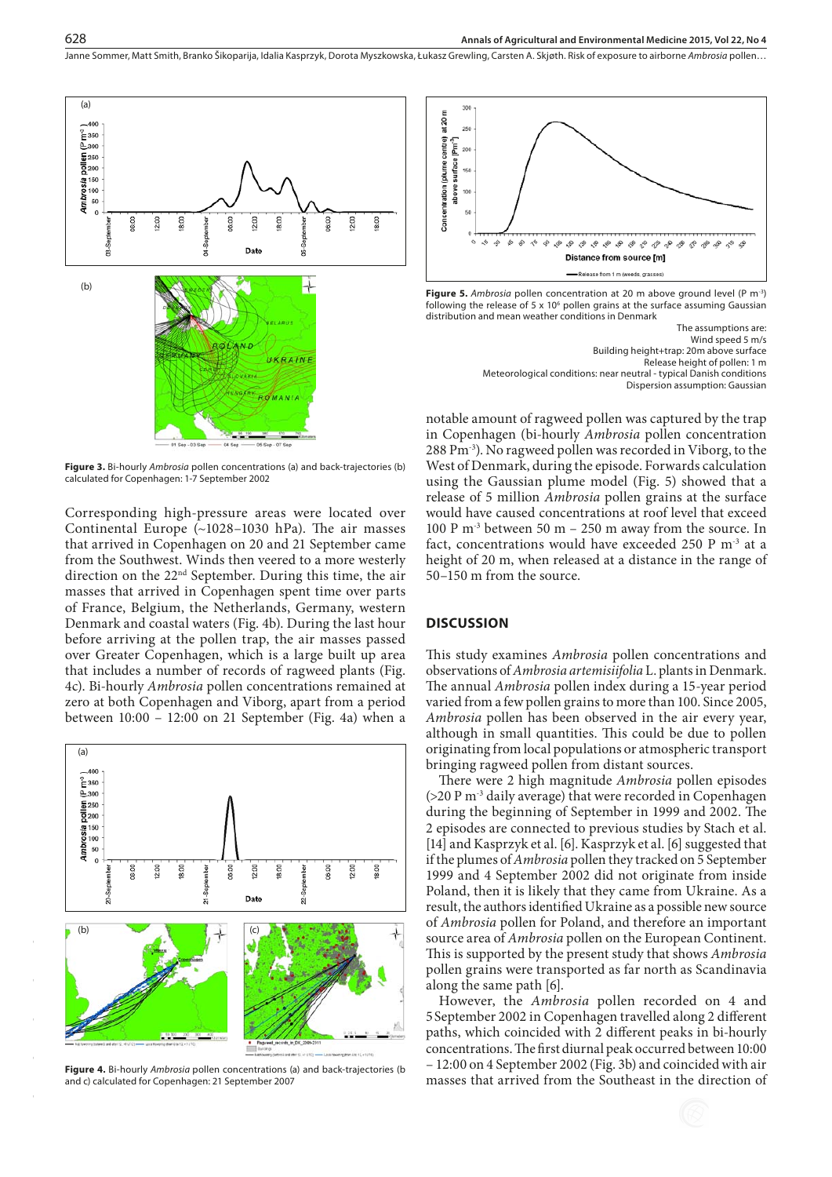**Figure 3.** Bi-hourly *Ambrosia* pollen concentrations (a) and back-trajectories (b) calculated for Copenhagen: 1-7 September 2002

Corresponding high-pressure areas were located over Continental Europe (~1028–1030 hPa). The air masses that arrived in Copenhagen on 20 and 21 September came from the Southwest. Winds then veered to a more westerly direction on the 22nd September. During this time, the air masses that arrived in Copenhagen spent time over parts of France, Belgium, the Netherlands, Germany, western Denmark and coastal waters (Fig. 4b). During the last hour before arriving at the pollen trap, the air masses passed over Greater Copenhagen, which is a large built up area that includes a number of records of ragweed plants (Fig. 4c). Bi-hourly *Ambrosia* pollen concentrations remained at zero at both Copenhagen and Viborg, apart from a period between 10:00 – 12:00 on 21 September (Fig. 4a) when a

**Figure 4.** Bi-hourly *Ambrosia* pollen concentrations (a) and back-trajectories (b and c) calculated for Copenhagen: 21 September 2007

**Figure 5.** *Ambrosia* pollen concentration at 20 m above ground level (P m$^{-3}$) following the release of 5 x 10$^6$ pollen grains at the surface assuming Gaussian distribution and mean weather conditions in Denmark

The assumptions are:
Wind speed 5 m/s
Building height+trap: 20m above surface
Release height of pollen: 1 m
Meteorological conditions: near neutral - typical Danish conditions
Dispersion assumption: Gaussian

notable amount of ragweed pollen was captured by the trap in Copenhagen (bi-hourly *Ambrosia* pollen concentration 288 Pm$^{-3}$). No ragweed pollen was recorded in Viborg, to the West of Denmark, during the episode. Forwards calculation using the Gaussian plume model (Fig. 5) showed that a release of 5 million *Ambrosia* pollen grains at the surface would have caused concentrations at roof level that exceed 100 P m$^{-3}$ between 50 m – 250 m away from the source. In fact, concentrations would have exceeded 250 P m$^{-3}$ at a height of 20 m, when released at a distance in the range of 50–150 m from the source.

## DISCUSSION

This study examines *Ambrosia* pollen concentrations and observations of *Ambrosia artemisiifolia* L. plants in Denmark. The annual *Ambrosia* pollen index during a 15-year period varied from a few pollen grains to more than 100. Since 2005, *Ambrosia* pollen has been observed in the air every year, although in small quantities. This could be due to pollen originating from local populations or atmospheric transport bringing ragweed pollen from distant sources.

There were 2 high magnitude *Ambrosia* pollen episodes (>20 P m$^{-3}$ daily average) that were recorded in Copenhagen during the beginning of September in 1999 and 2002. The 2 episodes are connected to previous studies by Stach et al. [14] and Kasprzyk et al. [6]. Kasprzyk et al. [6] suggested that if the plumes of *Ambrosia* pollen they tracked on 5 September 1999 and 4 September 2002 did not originate from inside Poland, then it is likely that they came from Ukraine. As a result, the authors identified Ukraine as a possible new source of *Ambrosia* pollen for Poland, and therefore an important source area of *Ambrosia* pollen on the European Continent. This is supported by the present study that shows *Ambrosia* pollen grains were transported as far north as Scandinavia along the same path [6].

However, the *Ambrosia* pollen recorded on 4 and 5 September 2002 in Copenhagen travelled along 2 different paths, which coincided with 2 different peaks in bi-hourly concentrations. The first diurnal peak occurred between 10:00 – 12:00 on 4 September 2002 (Fig. 3b) and coincided with air masses that arrived from the Southeast in the direction of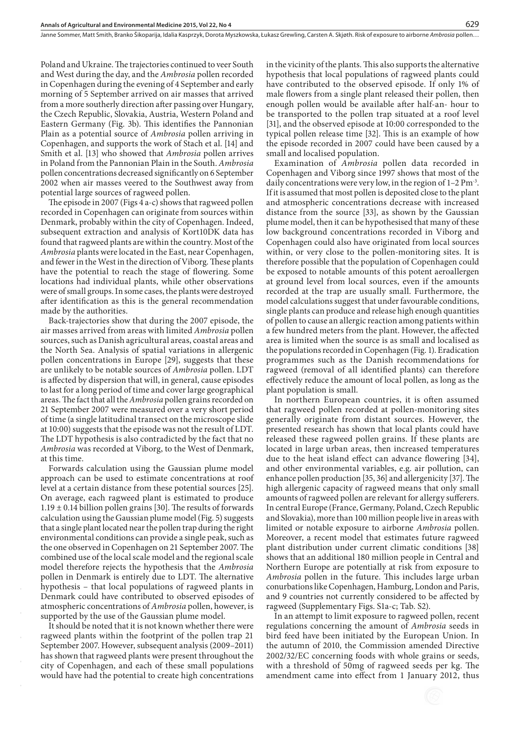Poland and Ukraine. The trajectories continued to veer South and West during the day, and the *Ambrosia* pollen recorded in Copenhagen during the evening of 4 September and early morning of 5 September arrived on air masses that arrived from a more southerly direction after passing over Hungary, the Czech Republic, Slovakia, Austria, Western Poland and Eastern Germany (Fig. 3b). This identifies the Pannonian Plain as a potential source of *Ambrosia* pollen arriving in Copenhagen, and supports the work of Stach et al. [14] and Smith et al. [13] who showed that *Ambrosia* pollen arrives in Poland from the Pannonian Plain in the South. *Ambrosia* pollen concentrations decreased significantly on 6 September 2002 when air masses veered to the Southwest away from potential large sources of ragweed pollen.

The episode in 2007 (Figs 4 a-c) shows that ragweed pollen recorded in Copenhagen can originate from sources within Denmark, probably within the city of Copenhagen. Indeed, subsequent extraction and analysis of Kort10DK data has found that ragweed plants are within the country. Most of the *Ambrosia* plants were located in the East, near Copenhagen, and fewer in the West in the direction of Viborg. These plants have the potential to reach the stage of flowering. Some locations had individual plants, while other observations were of small groups. In some cases, the plants were destroyed after identification as this is the general recommendation made by the authorities.

Back-trajectories show that during the 2007 episode, the air masses arrived from areas with limited *Ambrosia* pollen sources, such as Danish agricultural areas, coastal areas and the North Sea. Analysis of spatial variations in allergenic pollen concentrations in Europe [29], suggests that these are unlikely to be notable sources of *Ambrosia* pollen. LDT is affected by dispersion that will, in general, cause episodes to last for a long period of time and cover large geographical areas. The fact that all the *Ambrosia* pollen grains recorded on 21 September 2007 were measured over a very short period of time (a single latitudinal transect on the microscope slide at 10:00) suggests that the episode was not the result of LDT. The LDT hypothesis is also contradicted by the fact that no *Ambrosia* was recorded at Viborg, to the West of Denmark, at this time.

Forwards calculation using the Gaussian plume model approach can be used to estimate concentrations at roof level at a certain distance from these potential sources [25]. On average, each ragweed plant is estimated to produce $1.19 \pm 0.14$ billion pollen grains [30]. The results of forwards calculation using the Gaussian plume model (Fig. 5) suggests that a single plant located near the pollen trap during the right environmental conditions can provide a single peak, such as the one observed in Copenhagen on 21 September 2007. The combined use of the local scale model and the regional scale model therefore rejects the hypothesis that the *Ambrosia* pollen in Denmark is entirely due to LDT. The alternative hypothesis – that local populations of ragweed plants in Denmark could have contributed to observed episodes of atmospheric concentrations of *Ambrosia* pollen, however, is supported by the use of the Gaussian plume model.

It should be noted that it is not known whether there were ragweed plants within the footprint of the pollen trap 21 September 2007. However, subsequent analysis (2009–2011) has shown that ragweed plants were present throughout the city of Copenhagen, and each of these small populations would have had the potential to create high concentrations in the vicinity of the plants. This also supports the alternative hypothesis that local populations of ragweed plants could have contributed to the observed episode. If only 1% of male flowers from a single plant released their pollen, then enough pollen would be available after half-an- hour to be transported to the pollen trap situated at a roof level [31], and the observed episode at 10:00 corresponded to the typical pollen release time [32]. This is an example of how the episode recorded in 2007 could have been caused by a small and localised population.

Examination of *Ambrosia* pollen data recorded in Copenhagen and Viborg since 1997 shows that most of the daily concentrations were very low, in the region of 1–2 $Pm^{-3}$. If it is assumed that most pollen is deposited close to the plant and atmospheric concentrations decrease with increased distance from the source [33], as shown by the Gaussian plume model, then it can be hypothesised that many of these low background concentrations recorded in Viborg and Copenhagen could also have originated from local sources within, or very close to the pollen-monitoring sites. It is therefore possible that the population of Copenhagen could be exposed to notable amounts of this potent aeroallergen at ground level from local sources, even if the amounts recorded at the trap are usually small. Furthermore, the model calculations suggest that under favourable conditions, single plants can produce and release high enough quantities of pollen to cause an allergic reaction among patients within a few hundred meters from the plant. However, the affected area is limited when the source is as small and localised as the populations recorded in Copenhagen (Fig. 1). Eradication programmes such as the Danish recommendations for ragweed (removal of all identified plants) can therefore effectively reduce the amount of local pollen, as long as the plant population is small.

In northern European countries, it is often assumed that ragweed pollen recorded at pollen-monitoring sites generally originate from distant sources. However, the presented research has shown that local plants could have released these ragweed pollen grains. If these plants are located in large urban areas, then increased temperatures due to the heat island effect can advance flowering [34], and other environmental variables, e.g. air pollution, can enhance pollen production [35, 36] and allergenicity [37]. The high allergenic capacity of ragweed means that only small amounts of ragweed pollen are relevant for allergy sufferers. In central Europe (France, Germany, Poland, Czech Republic and Slovakia), more than 100 million people live in areas with limited or notable exposure to airborne *Ambrosia* pollen. Moreover, a recent model that estimates future ragweed plant distribution under current climatic conditions [38] shows that an additional 180 million people in Central and Northern Europe are potentially at risk from exposure to *Ambrosia* pollen in the future. This includes large urban conurbations like Copenhagen, Hamburg, London and Paris, and 9 countries not currently considered to be affected by ragweed (Supplementary Figs. S1a-c; Tab. S2).

In an attempt to limit exposure to ragweed pollen, recent regulations concerning the amount of *Ambrosia* seeds in bird feed have been initiated by the European Union. In the autumn of 2010, the Commission amended Directive 2002/32/EC concerning foods with whole grains or seeds, with a threshold of 50mg of ragweed seeds per kg. The amendment came into effect from 1 January 2012, thus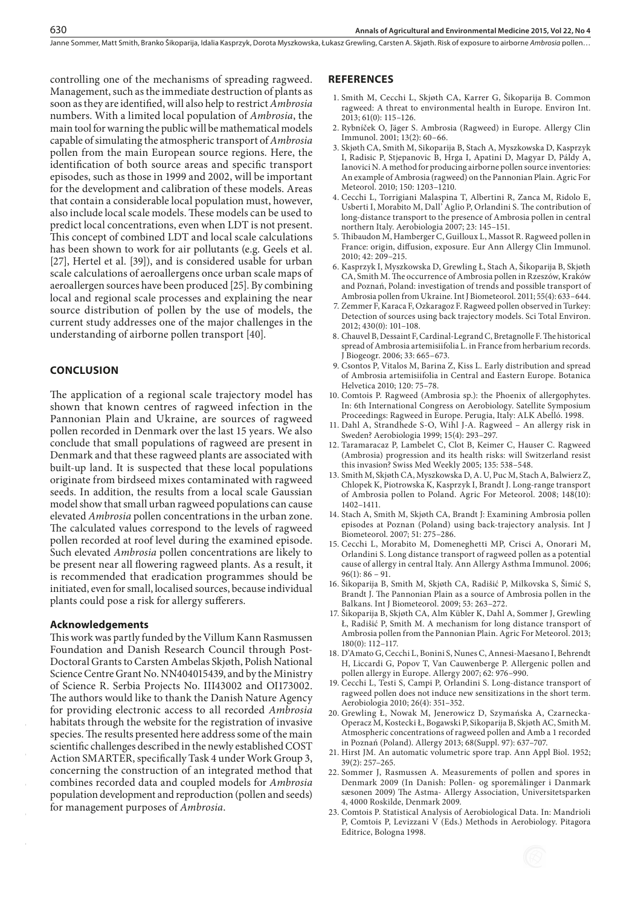controlling one of the mechanisms of spreading ragweed. Management, such as the immediate destruction of plants as soon as they are identified, will also help to restrict *Ambrosia* numbers. With a limited local population of *Ambrosia*, the main tool for warning the public will be mathematical models capable of simulating the atmospheric transport of *Ambrosia* pollen from the main European source regions. Here, the identification of both source areas and specific transport episodes, such as those in 1999 and 2002, will be important for the development and calibration of these models. Areas that contain a considerable local population must, however, also include local scale models. These models can be used to predict local concentrations, even when LDT is not present. This concept of combined LDT and local scale calculations has been shown to work for air pollutants (e.g. Geels et al. [27], Hertel et al. [39]), and is considered usable for urban scale calculations of aeroallergens once urban scale maps of aeroallergen sources have been produced [25]. By combining local and regional scale processes and explaining the near source distribution of pollen by the use of models, the current study addresses one of the major challenges in the understanding of airborne pollen transport [40].

## CONCLUSION

The application of a regional scale trajectory model has shown that known centres of ragweed infection in the Pannonian Plain and Ukraine, are sources of ragweed pollen recorded in Denmark over the last 15 years. We also conclude that small populations of ragweed are present in Denmark and that these ragweed plants are associated with built-up land. It is suspected that these local populations originate from birdseed mixes contaminated with ragweed seeds. In addition, the results from a local scale Gaussian model show that small urban ragweed populations can cause elevated *Ambrosia* pollen concentrations in the urban zone. The calculated values correspond to the levels of ragweed pollen recorded at roof level during the examined episode. Such elevated *Ambrosia* pollen concentrations are likely to be present near all flowering ragweed plants. As a result, it is recommended that eradication programmes should be initiated, even for small, localised sources, because individual plants could pose a risk for allergy sufferers.

### Acknowledgements

This work was partly funded by the Villum Kann Rasmussen Foundation and Danish Research Council through Post-Doctoral Grants to Carsten Ambelas Skjøth, Polish National Science Centre Grant No. NN404015439, and by the Ministry of Science R. Serbia Projects No. III43002 and OI173002. The authors would like to thank the Danish Nature Agency for providing electronic access to all recorded *Ambrosia* habitats through the website for the registration of invasive species. The results presented here address some of the main scientific challenges described in the newly established COST Action SMARTER, specifically Task 4 under Work Group 3, concerning the construction of an integrated method that combines recorded data and coupled models for *Ambrosia* population development and reproduction (pollen and seeds) for management purposes of *Ambrosia*.

## REFERENCES

1. Smith M, Cecchi L, Skjøth CA, Karrer G, Šikoparija B. Common ragweed: A threat to environmental health in Europe. Environ Int. 2013; 61(0): 115–126.
2. Rybníček O, Jäger S. Ambrosia (Ragweed) in Europe. Allergy Clin Immunol. 2001; 13(2): 60–66.
3. Skjøth CA, Smith M, Sikoparija B, Stach A, Myszkowska D, Kasprzyk I, Radisic P, Stjepanovic B, Hrga I, Apatini D, Magyar D, Páldy A, Ianovici N. A method for producing airborne pollen source inventories: An example of Ambrosia (ragweed) on the Pannonian Plain. Agric For Meteorol. 2010; 150: 1203–1210.
4. Cecchi L, Torrigiani Malaspina T, Albertini R, Zanca M, Ridolo E, Usberti I, Morabito M, Dall' Aglio P, Orlandini S. The contribution of long-distance transport to the presence of Ambrosia pollen in central northern Italy. Aerobiologia 2007; 23: 145–151.
5. Thibaudon M, Hamberger C, Guilloux L, Massot R. Ragweed pollen in France: origin, diffusion, exposure. Eur Ann Allergy Clin Immunol. 2010; 42: 209–215.
6. Kasprzyk I, Myszkowska D, Grewling Ł, Stach A, Šikoparija B, Skjøth CA, Smith M. The occurrence of Ambrosia pollen in Rzeszów, Kraków and Poznań, Poland: investigation of trends and possible transport of Ambrosia pollen from Ukraine. Int J Biometeorol. 2011; 55(4): 633–644.
7. Zemmer F, Karaca F, Ozkaragoz F. Ragweed pollen observed in Turkey: Detection of sources using back trajectory models. Sci Total Environ. 2012; 430(0): 101–108.
8. Chauvel B, Dessaint F, Cardinal-Legrand C, Bretagnolle F. The historical spread of Ambrosia artemisiifolia L. in France from herbarium records. J Biogeogr. 2006; 33: 665–673.
9. Csontos P, Vitalos M, Barina Z, Kiss L. Early distribution and spread of Ambrosia artemisiifolia in Central and Eastern Europe. Botanica Helvetica 2010; 120: 75–78.
10. Comtois P. Ragweed (Ambrosia sp.): the Phoenix of allergophytes. In: 6th International Congress on Aerobiology. Satellite Symposium Proceedings: Ragweed in Europe. Perugia, Italy: ALK Abelló. 1998.
11. Dahl A, Strandhede S-O, Wihl J-A. Ragweed – An allergy risk in Sweden? Aerobiologia 1999; 15(4): 293–297.
12. Taramaracaz P, Lambelet C, Clot B, Keimer C, Hauser C. Ragweed (Ambrosia) progression and its health risks: will Switzerland resist this invasion? Swiss Med Weekly 2005; 135: 538–548.
13. Smith M, Skjøth CA, Myszkowska D, A. U, Puc M, Stach A, Balwierz Z, Chlopek K, Piotrowska K, Kasprzyk I, Brandt J. Long-range transport of Ambrosia pollen to Poland. Agric For Meteorol. 2008; 148(10): 1402–1411.
14. Stach A, Smith M, Skjøth CA, Brandt J: Examining Ambrosia pollen episodes at Poznan (Poland) using back-trajectory analysis. Int J Biometeorol. 2007; 51: 275–286.
15. Cecchi L, Morabito M, Domeneghetti MP, Crisci A, Onorari M, Orlandini S. Long distance transport of ragweed pollen as a potential cause of allergy in central Italy. Ann Allergy Asthma Immunol. 2006; 96(1): 86 – 91.
16. Šikoparija B, Smith M, Skjøth CA, Radišić P, Milkovska S, Šimić S, Brandt J. The Pannonian Plain as a source of Ambrosia pollen in the Balkans. Int J Biometeorol. 2009; 53: 263–272.
17. Šikoparija B, Skjøth CA, Alm Kübler K, Dahl A, Sommer J, Grewling Ł, Radišić P, Smith M. A mechanism for long distance transport of Ambrosia pollen from the Pannonian Plain. Agric For Meteorol. 2013; 180(0): 112–117.
18. D'Amato G, Cecchi L, Bonini S, Nunes C, Annesi-Maesano I, Behrendt H, Liccardi G, Popov T, Van Cauwenberge P. Allergenic pollen and pollen allergy in Europe. Allergy 2007; 62: 976–990.
19. Cecchi L, Testi S, Campi P, Orlandini S. Long-distance transport of ragweed pollen does not induce new sensitizations in the short term. Aerobiologia 2010; 26(4): 351–352.
20. Grewling Ł, Nowak M, Jenerowicz D, Szymańska A, Czarnecka-Operacz M, Kostecki Ł, Bogawski P, Sikoparija B, Skjøth AC, Smith M. Atmospheric concentrations of ragweed pollen and Amb a 1 recorded in Poznań (Poland). Allergy 2013; 68(Suppl. 97): 637–707.
21. Hirst JM. An automatic volumetric spore trap. Ann Appl Biol. 1952; 39(2): 257–265.
22. Sommer J, Rasmussen A. Measurements of pollen and spores in Denmark 2009 (In Danish: Pollen- og sporemålinger i Danmark sæsonen 2009) The Astma- Allergy Association, Universitetsparken 4, 4000 Roskilde, Denmark 2009.
23. Comtois P. Statistical Analysis of Aerobiological Data. In: Mandrioli P, Comtois P, Levizzani V (Eds.) Methods in Aerobiology. Pitagora Editrice, Bologna 1998.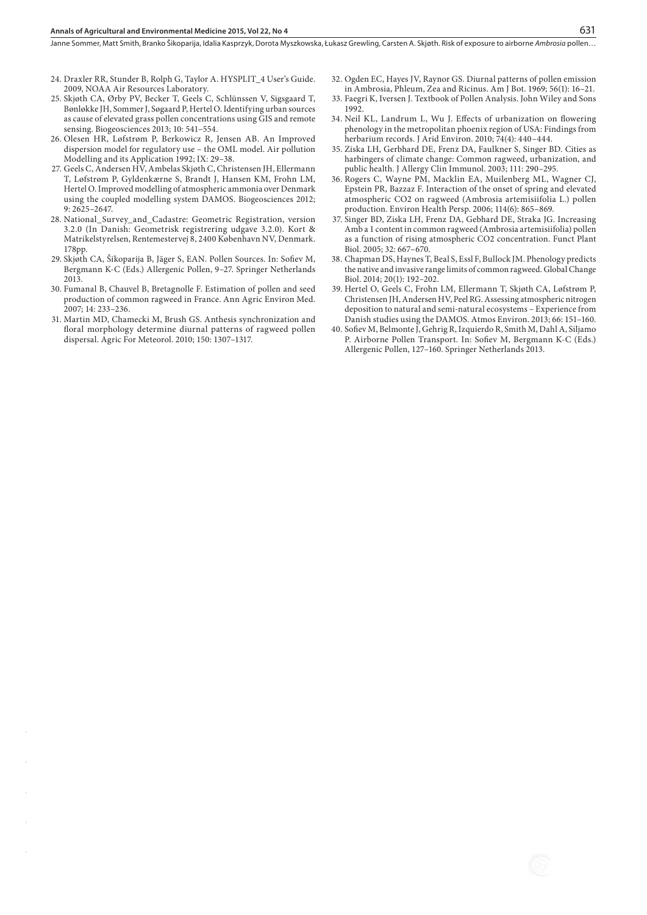24. Draxler RR, Stunder B, Rolph G, Taylor A. HYSPLIT_4 User's Guide. 2009, NOAA Air Resources Laboratory.
25. Skjøth CA, Ørby PV, Becker T, Geels C, Schlünssen V, Sigsgaard T, Bønløkke JH, Sommer J, Søgaard P, Hertel O. Identifying urban sources as cause of elevated grass pollen concentrations using GIS and remote sensing. Biogeosciences 2013; 10: 541–554.
26. Olesen HR, Løfstrøm P, Berkowicz R, Jensen AB. An Improved dispersion model for regulatory use – the OML model. Air pollution Modelling and its Application 1992; IX: 29–38.
27. Geels C, Andersen HV, Ambelas Skjøth C, Christensen JH, Ellermann T, Løfstrøm P, Gyldenkærne S, Brandt J, Hansen KM, Frohn LM, Hertel O. Improved modelling of atmospheric ammonia over Denmark using the coupled modelling system DAMOS. Biogeosciences 2012; 9: 2625–2647.
28. National_Survey_and_Cadastre: Geometric Registration, version 3.2.0 (In Danish: Geometrisk registrering udgave 3.2.0). Kort & Matrikelstyrelsen, Rentemestervej 8, 2400 København NV, Denmark. 178pp.
29. Skjøth CA, Šikoparija B, Jäger S, EAN. Pollen Sources. In: Sofiev M, Bergmann K-C (Eds.) Allergenic Pollen, 9–27. Springer Netherlands 2013.
30. Fumanal B, Chauvel B, Bretagnolle F. Estimation of pollen and seed production of common ragweed in France. Ann Agric Environ Med. 2007; 14: 233–236.
31. Martin MD, Chamecki M, Brush GS. Anthesis synchronization and floral morphology determine diurnal patterns of ragweed pollen dispersal. Agric For Meteorol. 2010; 150: 1307–1317.
32. Ogden EC, Hayes JV, Raynor GS. Diurnal patterns of pollen emission in Ambrosia, Phleum, Zea and Ricinus. Am J Bot. 1969; 56(1): 16–21.
33. Faegri K, Iversen J. Textbook of Pollen Analysis. John Wiley and Sons 1992.
34. Neil KL, Landrum L, Wu J. Effects of urbanization on flowering phenology in the metropolitan phoenix region of USA: Findings from herbarium records. J Arid Environ. 2010; 74(4): 440–444.
35. Ziska LH, Gerbhard DE, Frenz DA, Faulkner S, Singer BD. Cities as harbingers of climate change: Common ragweed, urbanization, and public health. J Allergy Clin Immunol. 2003; 111: 290–295.
36. Rogers C, Wayne PM, Macklin EA, Muilenberg ML, Wagner CJ, Epstein PR, Bazzaz F. Interaction of the onset of spring and elevated atmospheric CO2 on ragweed (Ambrosia artemisiifolia L.) pollen production. Environ Health Persp. 2006; 114(6): 865–869.
37. Singer BD, Ziska LH, Frenz DA, Gebhard DE, Straka JG. Increasing Amb a 1 content in common ragweed (Ambrosia artemisiifolia) pollen as a function of rising atmospheric CO2 concentration. Funct Plant Biol. 2005; 32: 667–670.
38. Chapman DS, Haynes T, Beal S, Essl F, Bullock JM. Phenology predicts the native and invasive range limits of common ragweed. Global Change Biol. 2014; 20(1): 192–202.
39. Hertel O, Geels C, Frohn LM, Ellermann T, Skjøth CA, Løfstrøm P, Christensen JH, Andersen HV, Peel RG. Assessing atmospheric nitrogen deposition to natural and semi-natural ecosystems – Experience from Danish studies using the DAMOS. Atmos Environ. 2013; 66: 151–160.
40. Sofiev M, Belmonte J, Gehrig R, Izquierdo R, Smith M, Dahl A, Siljamo P. Airborne Pollen Transport. In: Sofiev M, Bergmann K-C (Eds.) Allergenic Pollen, 127–160. Springer Netherlands 2013.